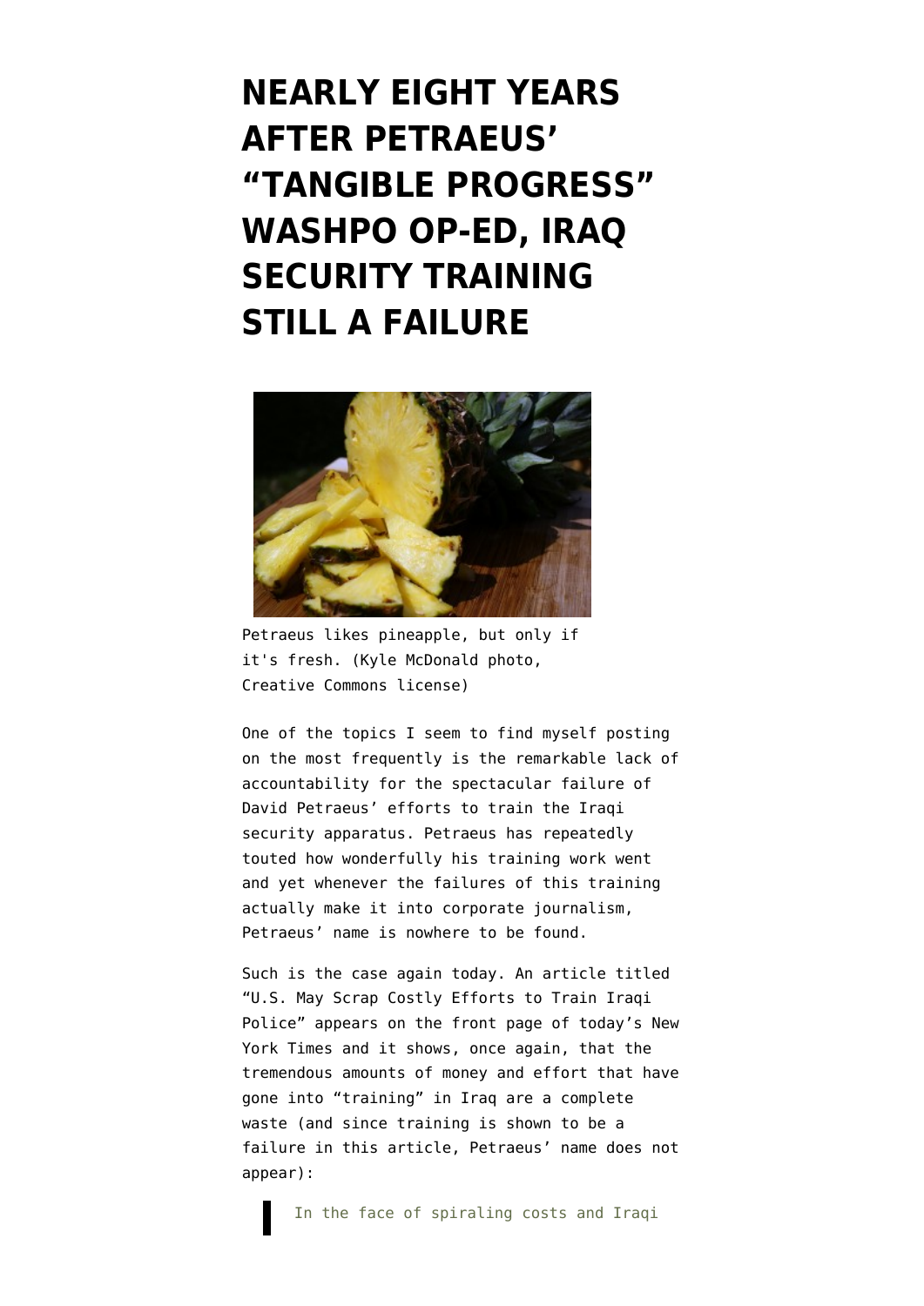# NEARLY EIGHT YEARS AFTER PETRAEUS' "TANGIBLE PROGRESS" WASHPO OP-ED, IRAQ SECURITY TRAINING STILL A FAILURE

Petraeus likes pineapple, but only if it's fresh. (Kyle McDonald photo, Creative Commons license)

One of the topics I seem to find myself posting on the most frequently is the remarkable lack of accountability for the spectacular failure of David Petraeus' efforts to train the Iraqi security apparatus. Petraeus has repeatedly touted how wonderfully his training work went and yet whenever the failures of this training actually make it into corporate journalism, Petraeus' name is nowhere to be found.

Such is the case again today. An article titled "U.S. May Scrap Costly Efforts to Train Iraqi Police" appears on the front page of today's New York Times and it shows, once again, that the tremendous amounts of money and effort that have gone into "training" in Iraq are a complete waste (and since training is shown to be a failure in this article, Petraeus' name does not appear):

> In the face of spiraling costs and Iraqi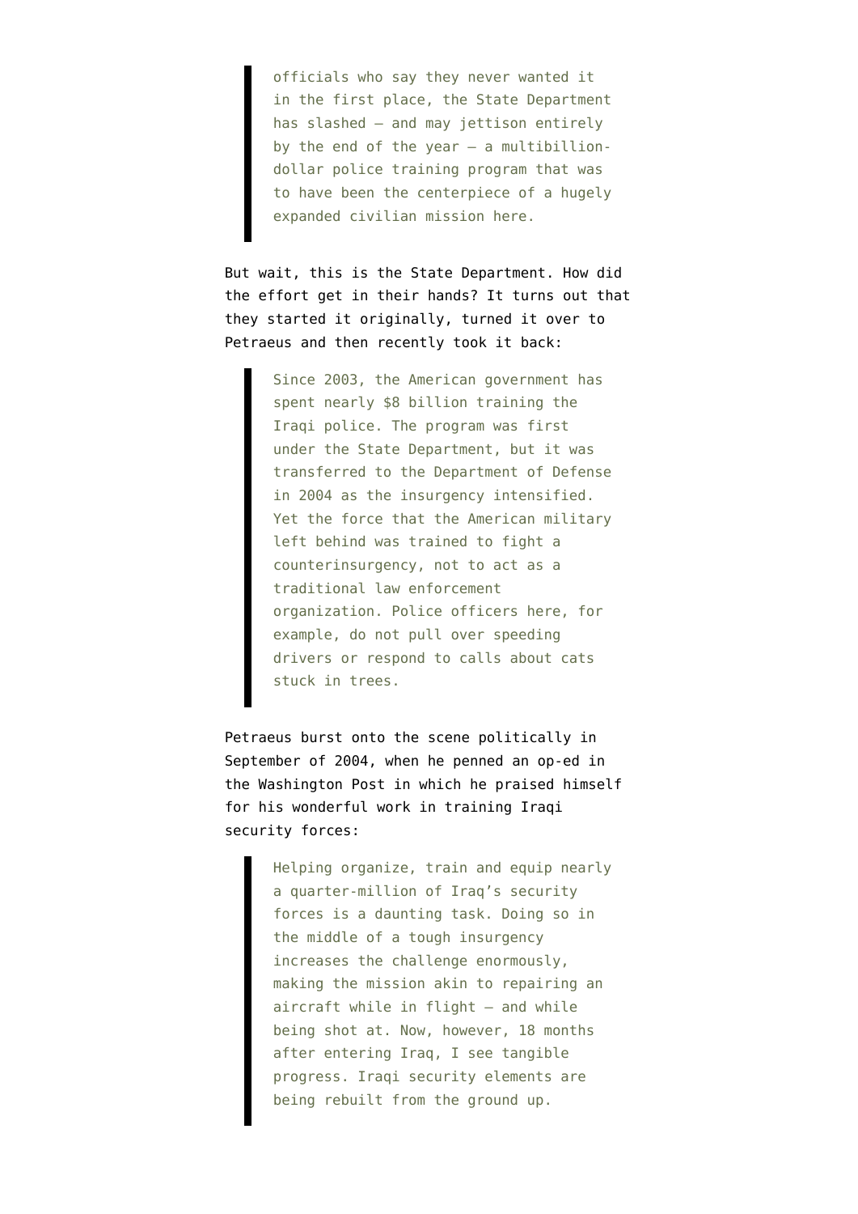> officials who say they never wanted it in the first place, the State Department has slashed — and may jettison entirely by the end of the year — a multibillion-dollar police training program that was to have been the centerpiece of a hugely expanded civilian mission here.

But wait, this is the State Department. How did the effort get in their hands? It turns out that they started it originally, turned it over to Petraeus and then recently took it back:

> Since 2003, the American government has spent nearly $8 billion training the Iraqi police. The program was first under the State Department, but it was transferred to the Department of Defense in 2004 as the insurgency intensified. Yet the force that the American military left behind was trained to fight a counterinsurgency, not to act as a traditional law enforcement organization. Police officers here, for example, do not pull over speeding drivers or respond to calls about cats stuck in trees.

Petraeus burst onto the scene politically in September of 2004, when he penned an op-ed in the Washington Post in which he praised himself for his wonderful work in training Iraqi security forces:

> Helping organize, train and equip nearly a quarter-million of Iraq's security forces is a daunting task. Doing so in the middle of a tough insurgency increases the challenge enormously, making the mission akin to repairing an aircraft while in flight — and while being shot at. Now, however, 18 months after entering Iraq, I see tangible progress. Iraqi security elements are being rebuilt from the ground up.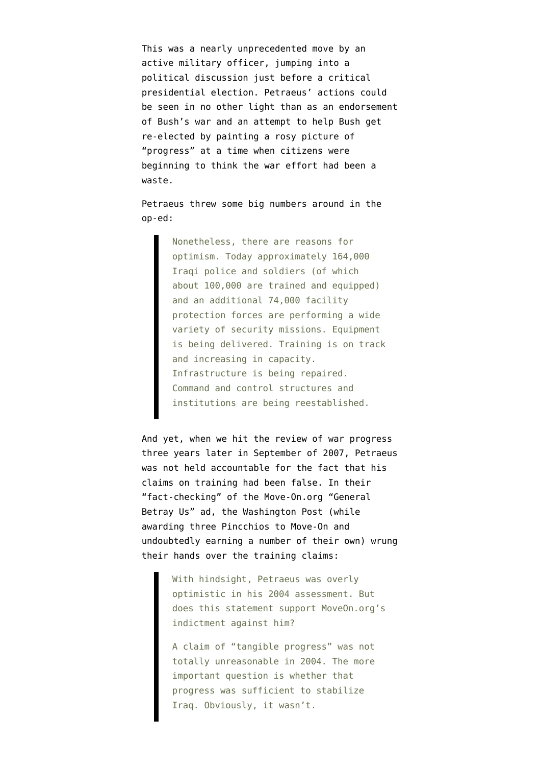This was a nearly unprecedented move by an active military officer, jumping into a political discussion just before a critical presidential election. Petraeus' actions could be seen in no other light than as an endorsement of Bush's war and an attempt to help Bush get re-elected by painting a rosy picture of "progress" at a time when citizens were beginning to think the war effort had been a waste.

Petraeus threw some big numbers around in the op-ed:

> Nonetheless, there are reasons for optimism. Today approximately 164,000 Iraqi police and soldiers (of which about 100,000 are trained and equipped) and an additional 74,000 facility protection forces are performing a wide variety of security missions. Equipment is being delivered. Training is on track and increasing in capacity. Infrastructure is being repaired. Command and control structures and institutions are being reestablished.

And yet, when we hit the review of war progress three years later in September of 2007, Petraeus was not held accountable for the fact that his claims on training had been false. In their "fact-checking" of the Move-On.org "General Betray Us" ad, the Washington Post (while awarding three Pincchios to Move-On and undoubtedly earning a number of their own) wrung their hands over the training claims:

> With hindsight, Petraeus was overly optimistic in his 2004 assessment. But does this statement support MoveOn.org's indictment against him?
>
> A claim of "tangible progress" was not totally unreasonable in 2004. The more important question is whether that progress was sufficient to stabilize Iraq. Obviously, it wasn't.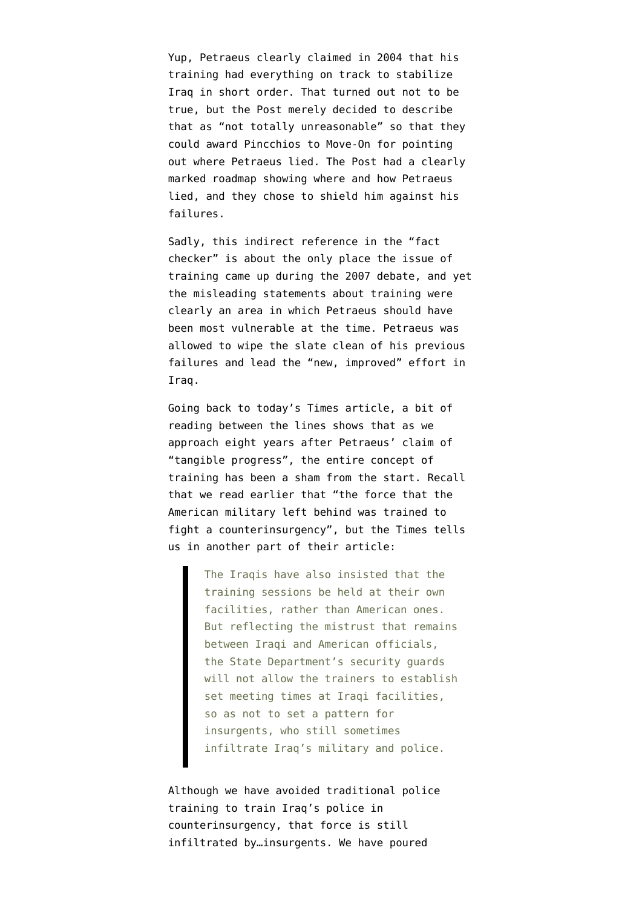Yup, Petraeus clearly claimed in 2004 that his training had everything on track to stabilize Iraq in short order. That turned out not to be true, but the Post merely decided to describe that as “not totally unreasonable” so that they could award Pincchios to Move-On for pointing out where Petraeus lied. The Post had a clearly marked roadmap showing where and how Petraeus lied, and they chose to shield him against his failures.

Sadly, this indirect reference in the “fact checker” is about the only place the issue of training came up during the 2007 debate, and yet the misleading statements about training were clearly an area in which Petraeus should have been most vulnerable at the time. Petraeus was allowed to wipe the slate clean of his previous failures and lead the “new, improved” effort in Iraq.

Going back to today’s Times article, a bit of reading between the lines shows that as we approach eight years after Petraeus’ claim of “tangible progress”, the entire concept of training has been a sham from the start. Recall that we read earlier that “the force that the American military left behind was trained to fight a counterinsurgency”, but the Times tells us in another part of their article:

> The Iraqis have also insisted that the training sessions be held at their own facilities, rather than American ones. But reflecting the mistrust that remains between Iraqi and American officials, the State Department’s security guards will not allow the trainers to establish set meeting times at Iraqi facilities, so as not to set a pattern for insurgents, who still sometimes infiltrate Iraq’s military and police.

Although we have avoided traditional police training to train Iraq’s police in counterinsurgency, that force is still infiltrated by…insurgents. We have poured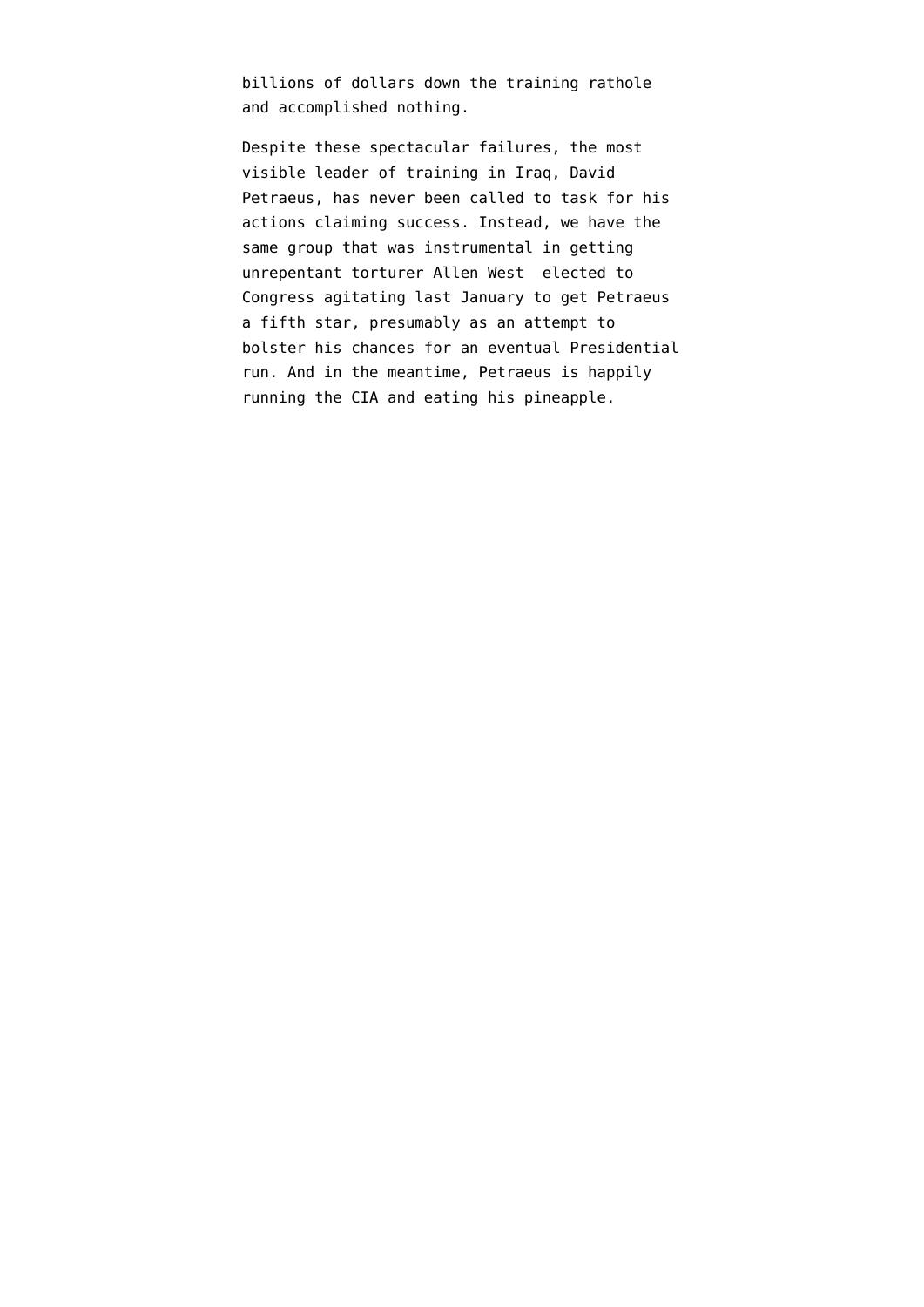billions of dollars down the training rathole and accomplished nothing.

Despite these spectacular failures, the most visible leader of training in Iraq, David Petraeus, has never been called to task for his actions claiming success. Instead, we have the same group that was instrumental in getting unrepentant torturer Allen West elected to Congress agitating last January to get Petraeus a fifth star, presumably as an attempt to bolster his chances for an eventual Presidential run. And in the meantime, Petraeus is happily running the CIA and eating his pineapple.